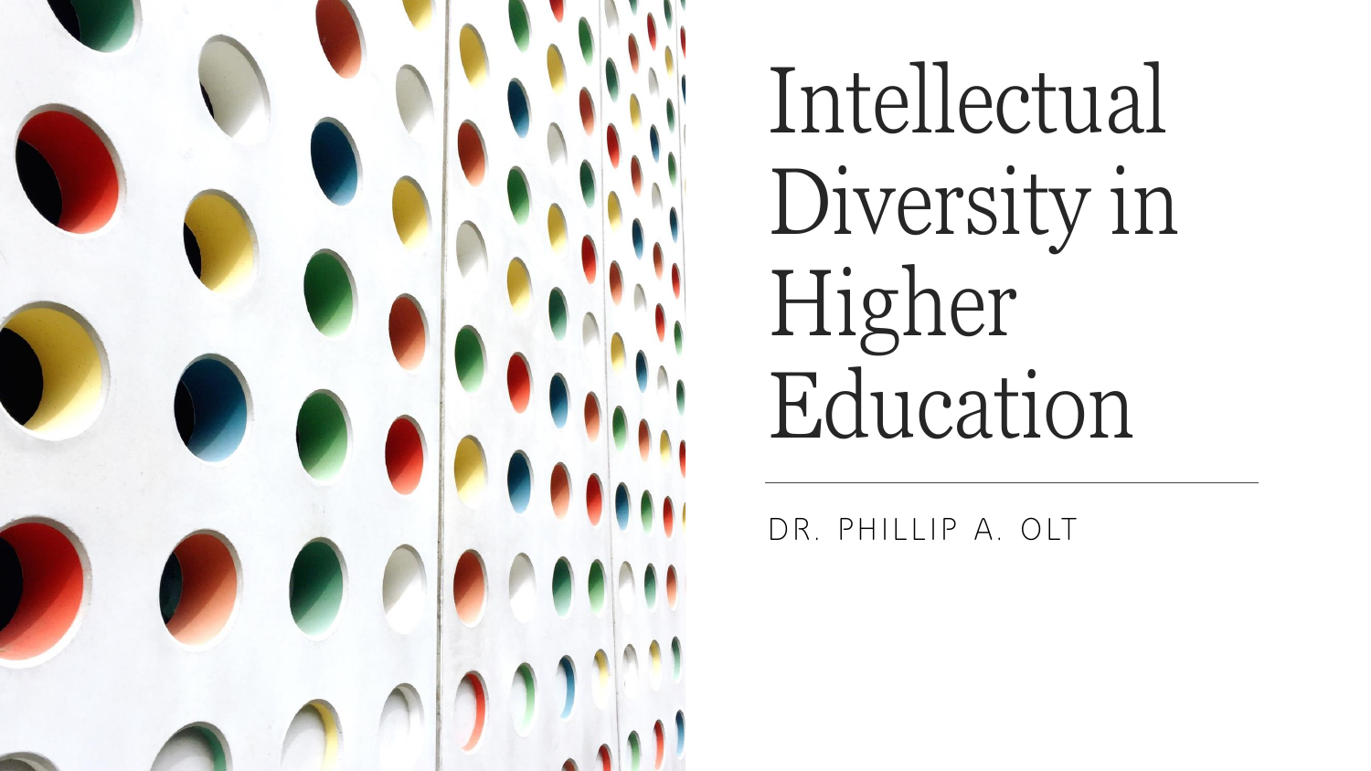# Intellectual Diversity in Higher Education

DR. PHILLIP A. OLT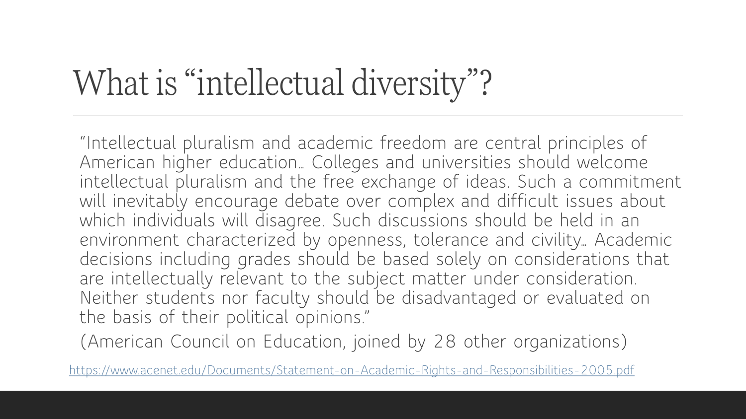# What is "intellectual diversity"?

"Intellectual pluralism and academic freedom are central principles of American higher education… Colleges and universities should welcome intellectual pluralism and the free exchange of ideas. Such a commitment will inevitably encourage debate over complex and difficult issues about which individuals will disagree. Such discussions should be held in an environment characterized by openness, tolerance and civility… Academic decisions including grades should be based solely on considerations that are intellectually relevant to the subject matter under consideration. Neither students nor faculty should be disadvantaged or evaluated on the basis of their political opinions."

(American Council on Education, joined by 28 other organizations)

https://www.acenet.edu/Documents/Statement-on-Academic-Rights-and-Responsibilities-2005.pdf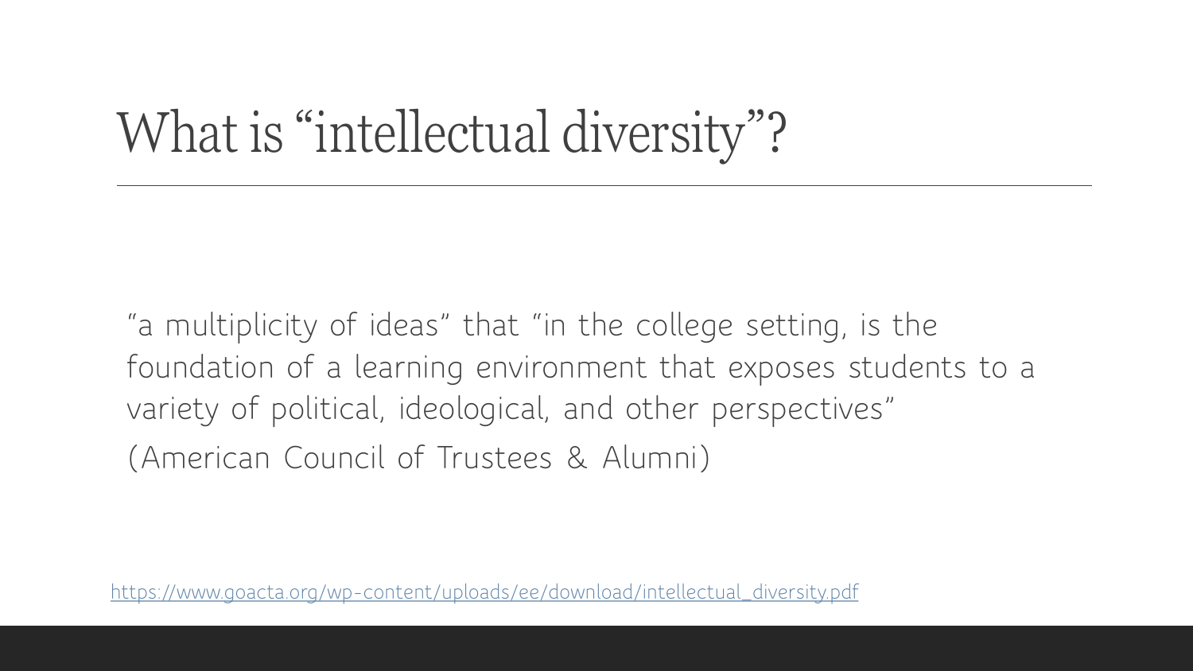# What is "intellectual diversity"?

"a multiplicity of ideas" that "in the college setting, is the foundation of a learning environment that exposes students to a variety of political, ideological, and other perspectives"
(American Council of Trustees & Alumni)

https://www.goacta.org/wp-content/uploads/ee/download/intellectual_diversity.pdf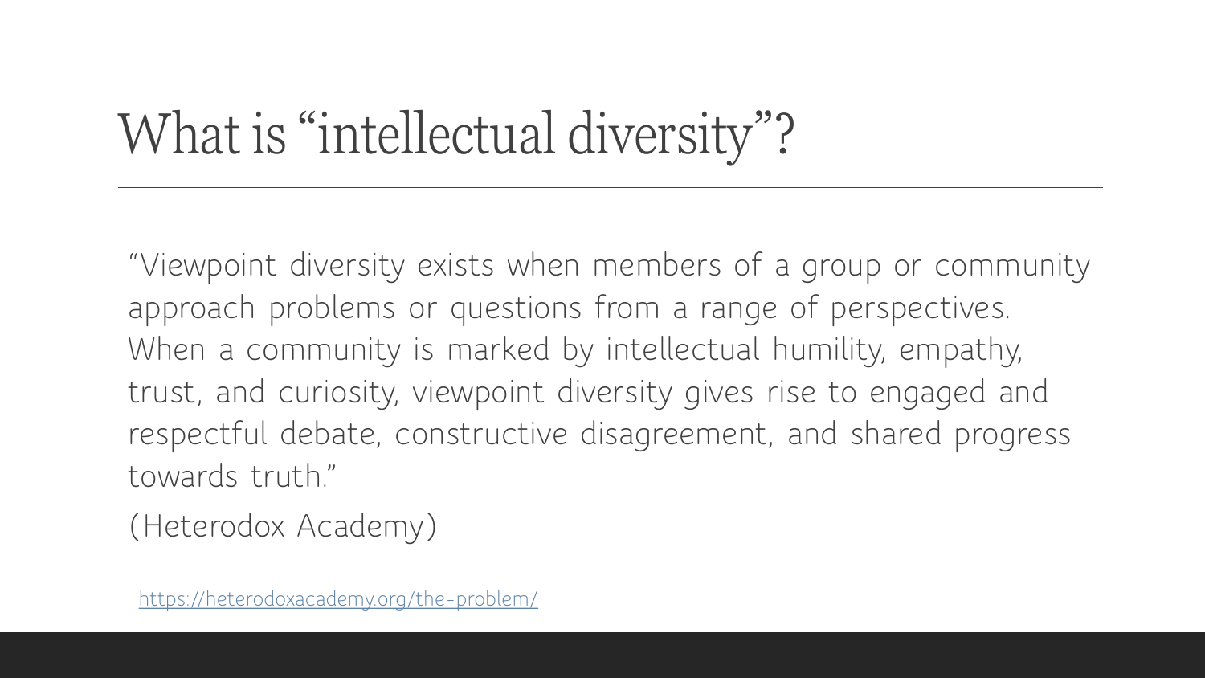# What is "intellectual diversity"?

"Viewpoint diversity exists when members of a group or community approach problems or questions from a range of perspectives. When a community is marked by intellectual humility, empathy, trust, and curiosity, viewpoint diversity gives rise to engaged and respectful debate, constructive disagreement, and shared progress towards truth."

(Heterodox Academy)

https://heterodoxacademy.org/the-problem/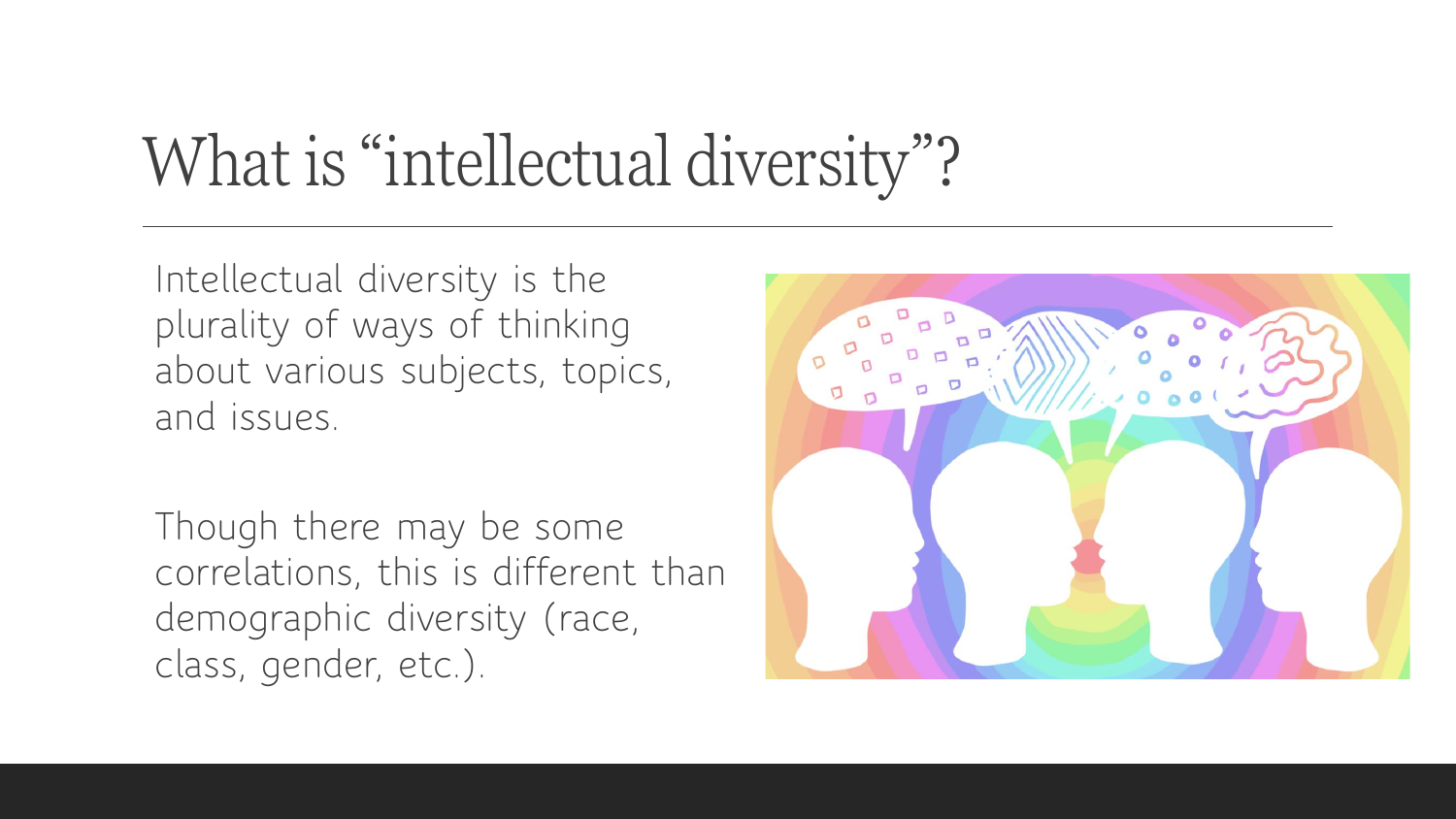# What is "intellectual diversity"?

Intellectual diversity is the plurality of ways of thinking about various subjects, topics, and issues.

Though there may be some correlations, this is different than demographic diversity (race, class, gender, etc.).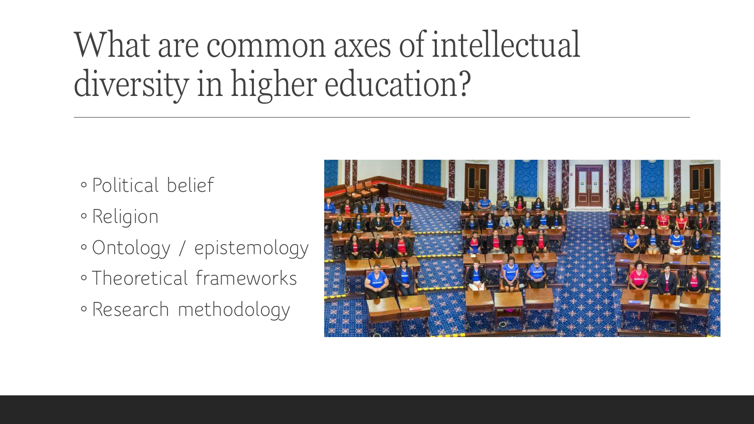# What are common axes of intellectual diversity in higher education?

- Political belief
- Religion
- Ontology / epistemology
- Theoretical frameworks
- Research methodology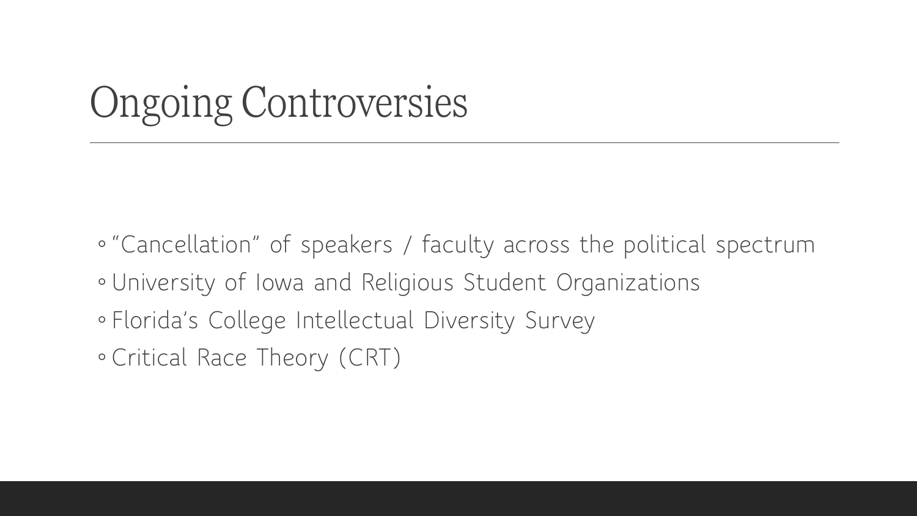# Ongoing Controversies

- "Cancellation" of speakers / faculty across the political spectrum
- University of Iowa and Religious Student Organizations
- Florida's College Intellectual Diversity Survey
- Critical Race Theory (CRT)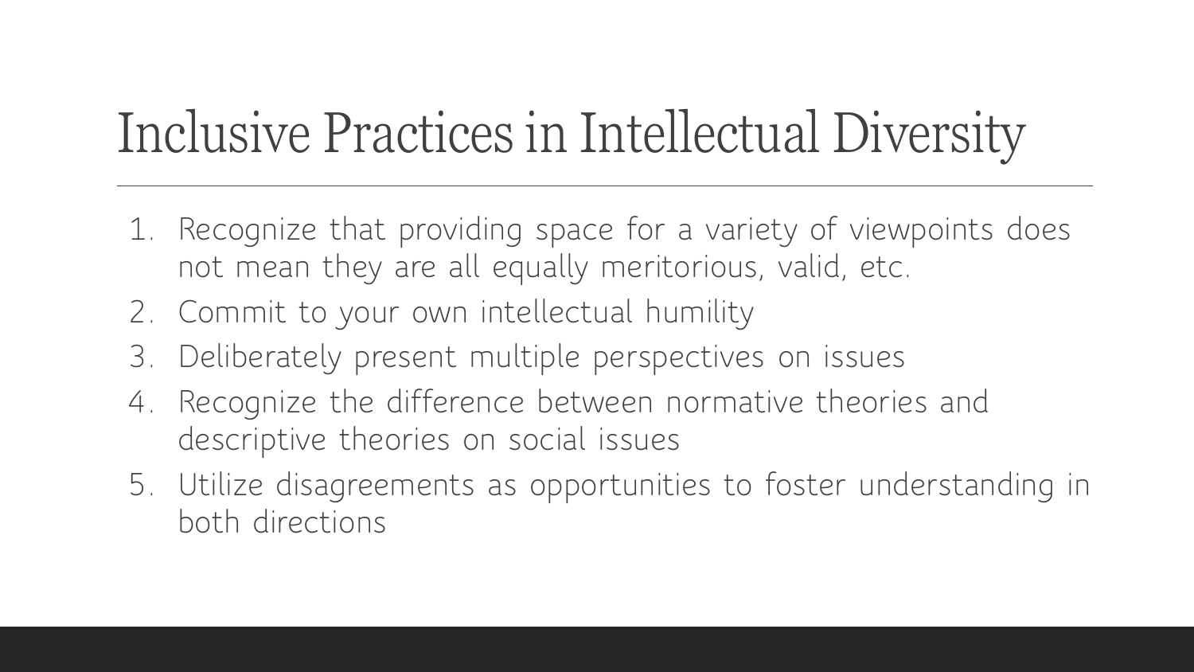# Inclusive Practices in Intellectual Diversity

1. Recognize that providing space for a variety of viewpoints does not mean they are all equally meritorious, valid, etc.
2. Commit to your own intellectual humility
3. Deliberately present multiple perspectives on issues
4. Recognize the difference between normative theories and descriptive theories on social issues
5. Utilize disagreements as opportunities to foster understanding in both directions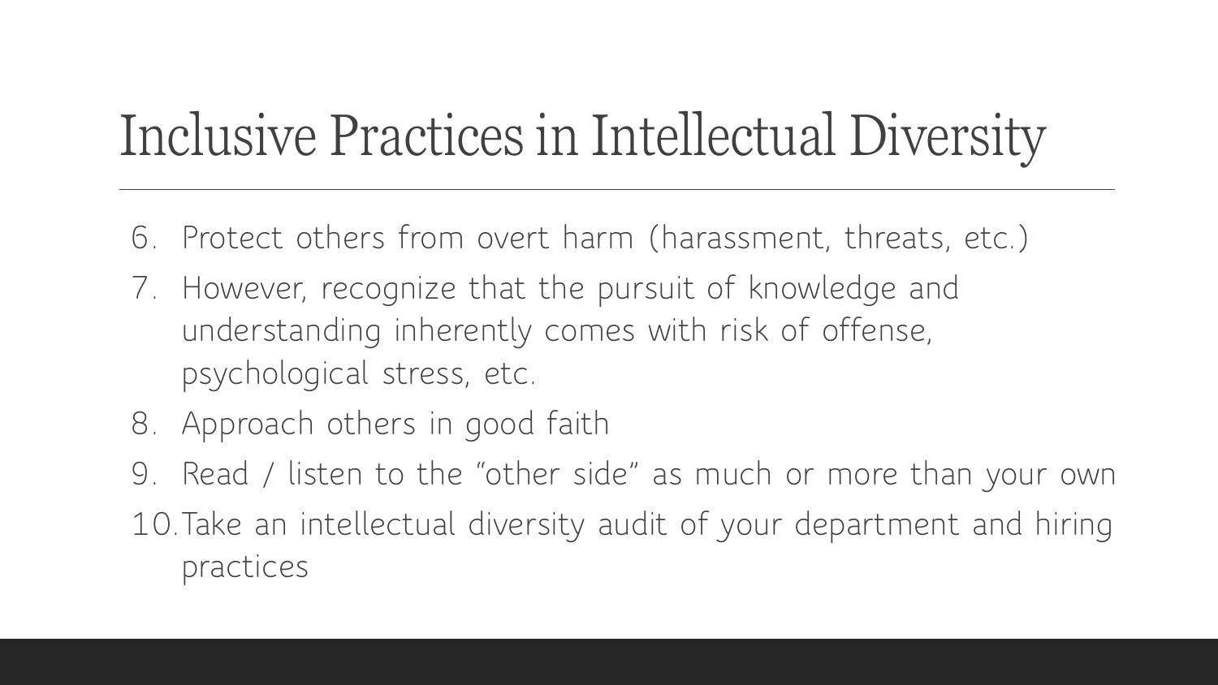# Inclusive Practices in Intellectual Diversity

6. Protect others from overt harm (harassment, threats, etc.)
7. However, recognize that the pursuit of knowledge and understanding inherently comes with risk of offense, psychological stress, etc.
8. Approach others in good faith
9. Read / listen to the "other side" as much or more than your own
10. Take an intellectual diversity audit of your department and hiring practices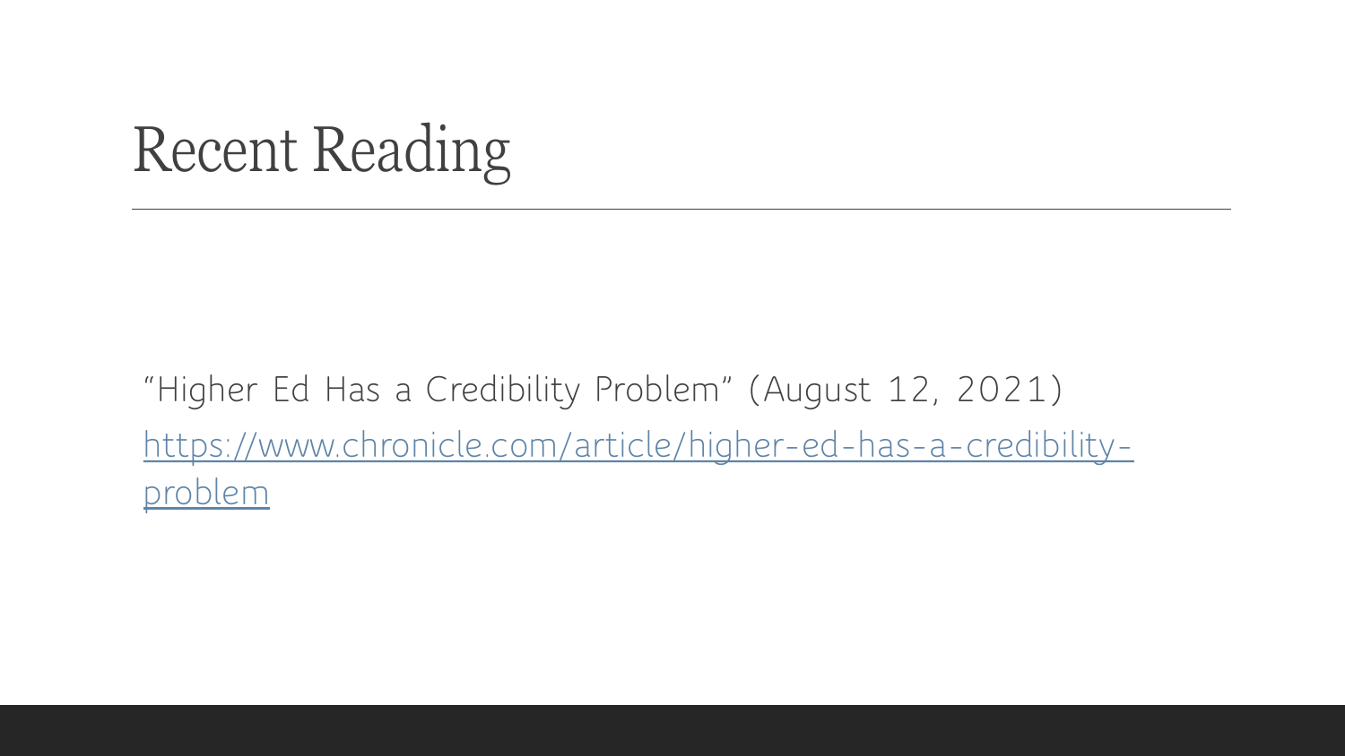# Recent Reading

"Higher Ed Has a Credibility Problem" (August 12, 2021)

[https://www.chronicle.com/article/higher-ed-has-a-credibility-problem](https://www.chronicle.com/article/higher-ed-has-a-credibility-problem)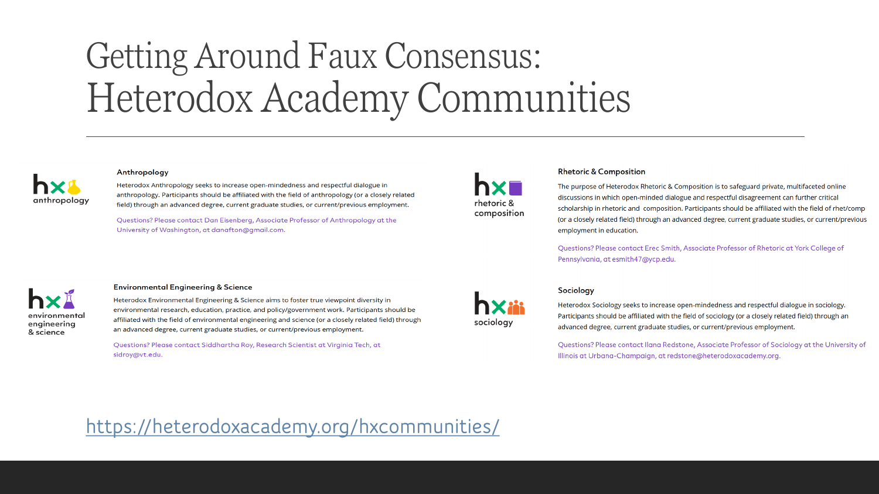# Getting Around Faux Consensus: Heterodox Academy Communities

hx anthropology

### Anthropology

Heterodox Anthropology seeks to increase open-mindedness and respectful dialogue in anthropology. Participants should be affiliated with the field of anthropology (or a closely related field) through an advanced degree, current graduate studies, or current/previous employment.

Questions? Please contact Dan Eisenberg, Associate Professor of Anthropology at the University of Washington, at danafton@gmail.com.

hx environmental engineering & science

### Environmental Engineering & Science

Heterodox Environmental Engineering & Science aims to foster true viewpoint diversity in environmental research, education, practice, and policy/government work. Participants should be affiliated with the field of environmental engineering and science (or a closely related field) through an advanced degree, current graduate studies, or current/previous employment.

Questions? Please contact Siddhartha Roy, Research Scientist at Virginia Tech, at sidroy@vt.edu.

hx rhetoric & composition

### Rhetoric & Composition

The purpose of Heterodox Rhetoric & Composition is to safeguard private, multifaceted online discussions in which open-minded dialogue and respectful disagreement can further critical scholarship in rhetoric and composition. Participants should be affiliated with the field of rhet/comp (or a closely related field) through an advanced degree, current graduate studies, or current/previous employment in education.

Questions? Please contact Erec Smith, Associate Professor of Rhetoric at York College of Pennsylvania, at esmith47@ycp.edu.

hx sociology

### Sociology

Heterodox Sociology seeks to increase open-mindedness and respectful dialogue in sociology. Participants should be affiliated with the field of sociology (or a closely related field) through an advanced degree, current graduate studies, or current/previous employment.

Questions? Please contact Ilana Redstone, Associate Professor of Sociology at the University of Illinois at Urbana-Champaign, at redstone@heterodoxacademy.org.

https://heterodoxacademy.org/hxcommunities/